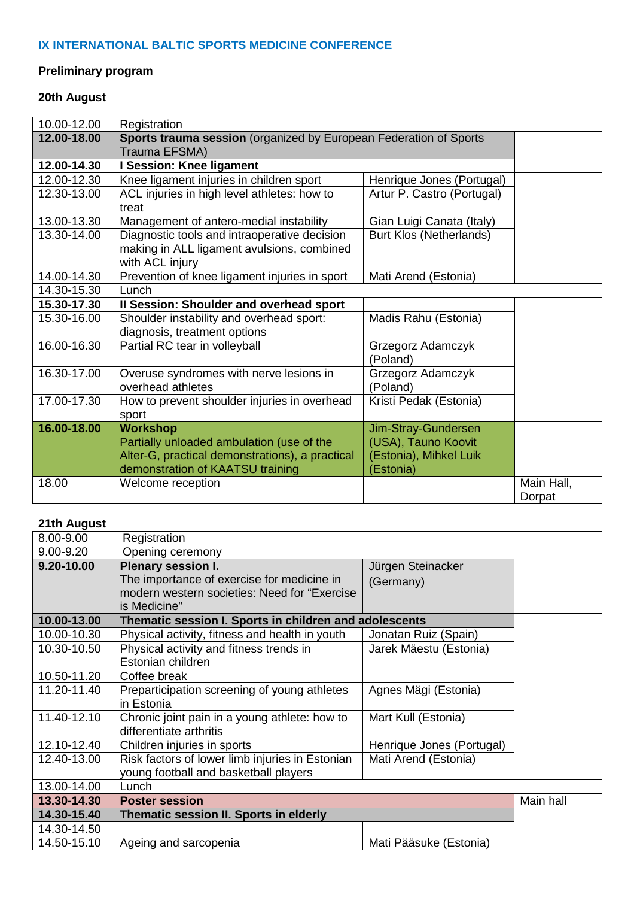**IX INTERNATIONAL BALTIC SPORTS MEDICINE CONFERENCE**

**Preliminary program**

**20th August**

| | | | |
|---|---|---|---|
| 10.00-12.00 | Registration | | |
| **12.00-18.00** | **Sports trauma session** (organized by European Federation of Sports Trauma EFSMA) | | |
| **12.00-14.30** | **I Session: Knee ligament** | | |
| 12.00-12.30 | Knee ligament injuries in children sport | Henrique Jones (Portugal) | |
| 12.30-13.00 | ACL injuries in high level athletes: how to treat | Artur P. Castro (Portugal) | |
| 13.00-13.30 | Management of antero-medial instability | Gian Luigi Canata (Italy) | |
| 13.30-14.00 | Diagnostic tools and intraoperative decision making in ALL ligament avulsions, combined with ACL injury | Burt Klos (Netherlands) | |
| 14.00-14.30 | Prevention of knee ligament injuries in sport | Mati Arend (Estonia) | |
| 14.30-15.30 | Lunch | | |
| **15.30-17.30** | **II Session: Shoulder and overhead sport** | | |
| 15.30-16.00 | Shoulder instability and overhead sport: diagnosis, treatment options | Madis Rahu (Estonia) | |
| 16.00-16.30 | Partial RC tear in volleyball | Grzegorz Adamczyk (Poland) | |
| 16.30-17.00 | Overuse syndromes with nerve lesions in overhead athletes | Grzegorz Adamczyk (Poland) | |
| 17.00-17.30 | How to prevent shoulder injuries in overhead sport | Kristi Pedak (Estonia) | |
| **16.00-18.00** | **Workshop** Partially unloaded ambulation (use of the Alter-G, practical demonstrations), a practical demonstration of KAATSU training | Jim-Stray-Gundersen (USA), Tauno Koovit (Estonia), Mihkel Luik (Estonia) | |
| 18.00 | Welcome reception | | Main Hall, Dorpat |

**21th August**

| | | | |
|---|---|---|---|
| 8.00-9.00 | Registration | | |
| 9.00-9.20 | Opening ceremony | | |
| **9.20-10.00** | **Plenary session I.** The importance of exercise for medicine in modern western societies: Need for "Exercise is Medicine" | Jürgen Steinacker (Germany) | |
| **10.00-13.00** | **Thematic session I. Sports in children and adolescents** | | |
| 10.00-10.30 | Physical activity, fitness and health in youth | Jonatan Ruiz (Spain) | |
| 10.30-10.50 | Physical activity and fitness trends in Estonian children | Jarek Mäestu (Estonia) | |
| 10.50-11.20 | Coffee break | | |
| 11.20-11.40 | Preparticipation screening of young athletes in Estonia | Agnes Mägi (Estonia) | |
| 11.40-12.10 | Chronic joint pain in a young athlete: how to differentiate arthritis | Mart Kull (Estonia) | |
| 12.10-12.40 | Children injuries in sports | Henrique Jones (Portugal) | |
| 12.40-13.00 | Risk factors of lower limb injuries in Estonian young football and basketball players | Mati Arend (Estonia) | |
| 13.00-14.00 | Lunch | | |
| **13.30-14.30** | **Poster session** | | Main hall |
| **14.30-15.40** | **Thematic session II. Sports in elderly** | | |
| 14.30-14.50 | | | |
| 14.50-15.10 | Ageing and sarcopenia | Mati Pääsuke (Estonia) | |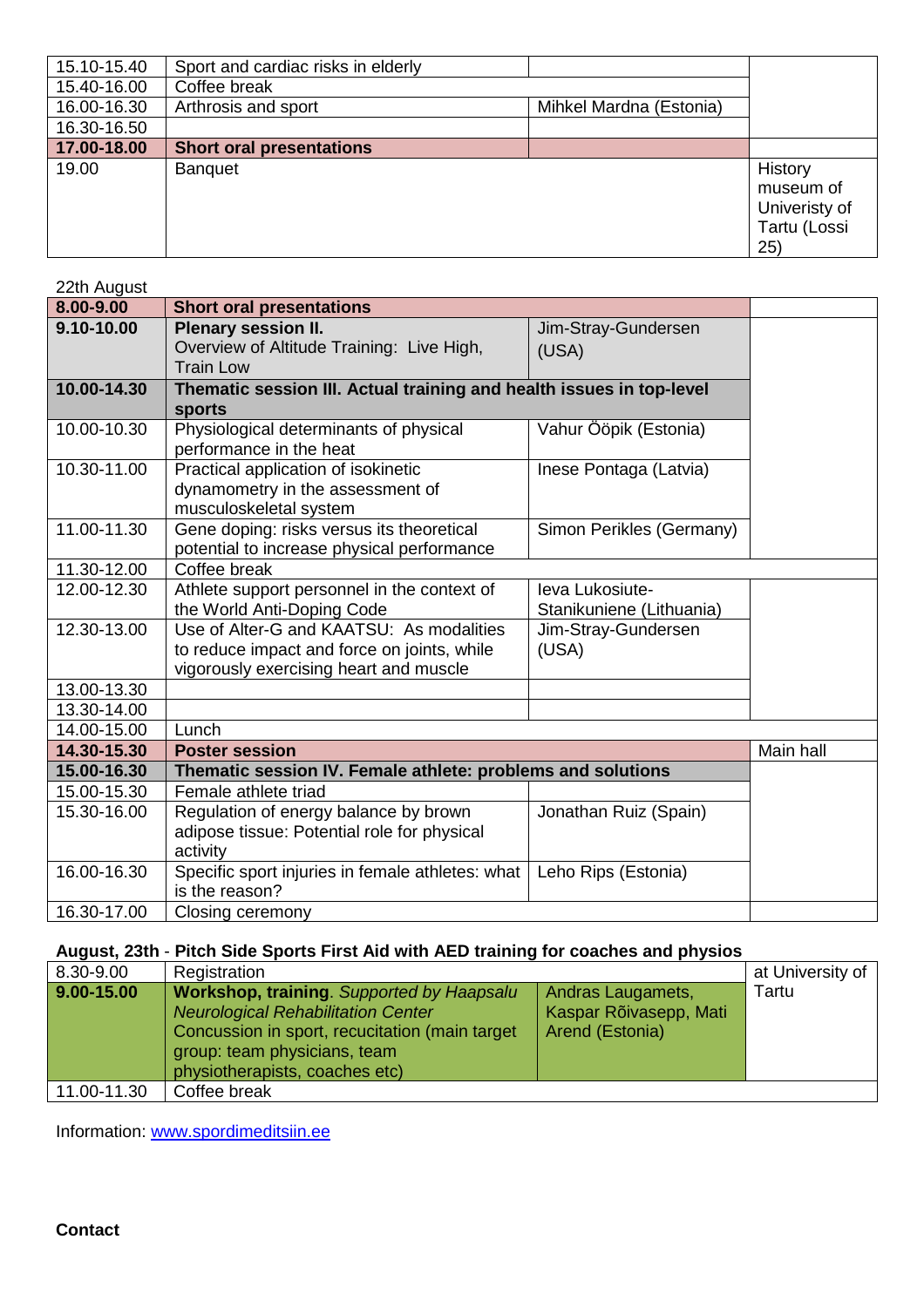| | | | |
|---|---|---|---|
| 15.10-15.40 | Sport and cardiac risks in elderly | | |
| 15.40-16.00 | Coffee break | | |
| 16.00-16.30 | Arthrosis and sport | Mihkel Mardna (Estonia) | |
| 16.30-16.50 | | | |
| **17.00-18.00** | **Short oral presentations** | | |
| 19.00 | Banquet | | History museum of Univeristy of Tartu (Lossi 25) |

22th August

| | | | |
|---|---|---|---|
| **8.00-9.00** | **Short oral presentations** | | |
| **9.10-10.00** | **Plenary session II.** Overview of Altitude Training: Live High, Train Low | Jim-Stray-Gundersen (USA) | |
| **10.00-14.30** | **Thematic session III. Actual training and health issues in top-level sports** | | |
| 10.00-10.30 | Physiological determinants of physical performance in the heat | Vahur Ööpik (Estonia) | |
| 10.30-11.00 | Practical application of isokinetic dynamometry in the assessment of musculoskeletal system | Inese Pontaga (Latvia) | |
| 11.00-11.30 | Gene doping: risks versus its theoretical potential to increase physical performance | Simon Perikles (Germany) | |
| 11.30-12.00 | Coffee break | | |
| 12.00-12.30 | Athlete support personnel in the context of the World Anti-Doping Code | Ieva Lukosiute-Stanikuniene (Lithuania) | |
| 12.30-13.00 | Use of Alter-G and KAATSU: As modalities to reduce impact and force on joints, while vigorously exercising heart and muscle | Jim-Stray-Gundersen (USA) | |
| 13.00-13.30 | | | |
| 13.30-14.00 | | | |
| 14.00-15.00 | Lunch | | |
| **14.30-15.30** | **Poster session** | | Main hall |
| **15.00-16.30** | **Thematic session IV. Female athlete: problems and solutions** | | |
| 15.00-15.30 | Female athlete triad | | |
| 15.30-16.00 | Regulation of energy balance by brown adipose tissue: Potential role for physical activity | Jonathan Ruiz (Spain) | |
| 16.00-16.30 | Specific sport injuries in female athletes: what is the reason? | Leho Rips (Estonia) | |
| 16.30-17.00 | Closing ceremony | | |

**August, 23th** - **Pitch Side Sports First Aid with AED training for coaches and physios**

| | | | |
|---|---|---|---|
| 8.30-9.00 | Registration | | at University of Tartu |
| **9.00-15.00** | **Workshop, training**. *Supported by Haapsalu Neurological Rehabilitation Center* Concussion in sport, recucitation (main target group: team physicians, team physiotherapists, coaches etc) | Andras Laugamets, Kaspar Rõivasepp, Mati Arend (Estonia) | |
| 11.00-11.30 | Coffee break | | |

Information: [www.spordimeditsiin.ee](http://www.spordimeditsiin.ee)

**Contact**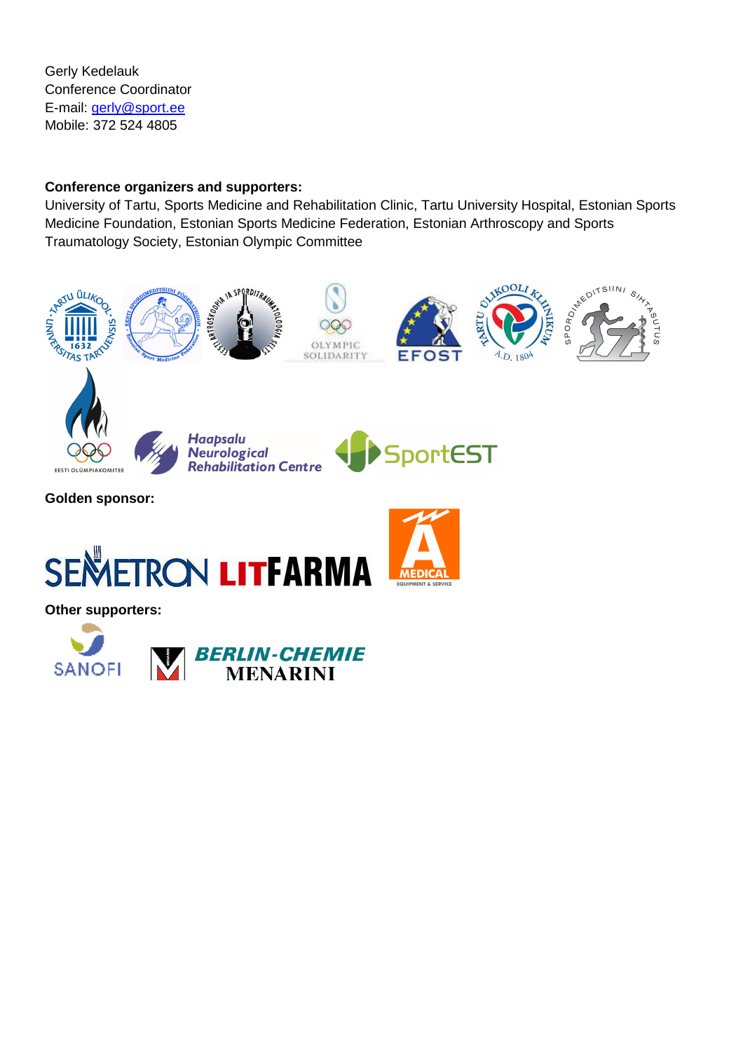Gerly Kedelauk
Conference Coordinator
E-mail: gerly@sport.ee
Mobile: 372 524 4805

**Conference organizers and supporters:**
University of Tartu, Sports Medicine and Rehabilitation Clinic, Tartu University Hospital, Estonian Sports Medicine Foundation, Estonian Sports Medicine Federation, Estonian Arthroscopy and Sports Traumatology Society, Estonian Olympic Committee

**Golden sponsor:**

**Other supporters:**